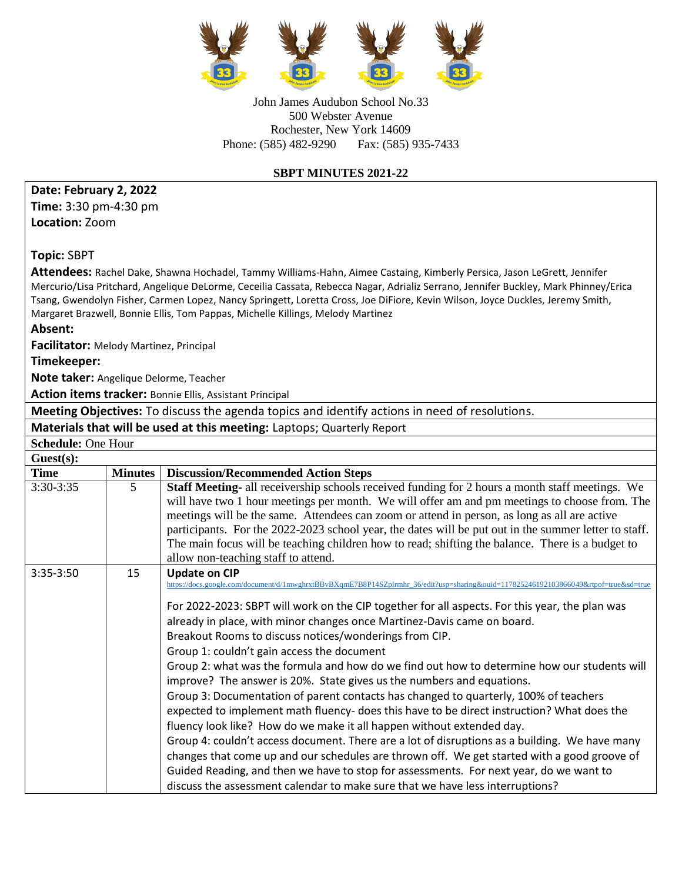John James Audubon School No.33
500 Webster Avenue
Rochester, New York 14609
Phone: (585) 482-9290 Fax: (585) 935-7433

**SBPT MINUTES 2021-22**

**Date: February 2, 2022**
**Time:** 3:30 pm-4:30 pm
**Location:** Zoom

**Topic:** SBPT

**Attendees:** Rachel Dake, Shawna Hochadel, Tammy Williams-Hahn, Aimee Castaing, Kimberly Persica, Jason LeGrett, Jennifer Mercurio/Lisa Pritchard, Angelique DeLorme, Ceceilia Cassata, Rebecca Nagar, Adrializ Serrano, Jennifer Buckley, Mark Phinney/Erica Tsang, Gwendolyn Fisher, Carmen Lopez, Nancy Springett, Loretta Cross, Joe DiFiore, Kevin Wilson, Joyce Duckles, Jeremy Smith, Margaret Brazwell, Bonnie Ellis, Tom Pappas, Michelle Killings, Melody Martinez

**Absent:**

**Facilitator:** Melody Martinez, Principal

**Timekeeper:**

**Note taker:** Angelique Delorme, Teacher

**Action items tracker:** Bonnie Ellis, Assistant Principal

**Meeting Objectives:** To discuss the agenda topics and identify actions in need of resolutions.

**Materials that will be used at this meeting:** Laptops; Quarterly Report

**Schedule:** One Hour

**Guest(s):**

| Time | Minutes | Discussion/Recommended Action Steps |
|---|---|---|
| 3:30-3:35 | 5 | **Staff Meeting-** all receivership schools received funding for 2 hours a month staff meetings. We will have two 1 hour meetings per month. We will offer am and pm meetings to choose from. The meetings will be the same. Attendees can zoom or attend in person, as long as all are active participants. For the 2022-2023 school year, the dates will be put out in the summer letter to staff. The main focus will be teaching children how to read; shifting the balance. There is a budget to allow non-teaching staff to attend. |
| 3:35-3:50 | 15 | **Update on CIP**<br>https://docs.google.com/document/d/1mwghrxtBBvBXqmE7B8P14SZplrmhr_36/edit?usp=sharing&ouid=117825246192103866049&rtpof=true&sd=true<br><br>For 2022-2023: SBPT will work on the CIP together for all aspects. For this year, the plan was already in place, with minor changes once Martinez-Davis came on board.<br>Breakout Rooms to discuss notices/wonderings from CIP.<br>Group 1: couldn't gain access the document<br>Group 2: what was the formula and how do we find out how to determine how our students will improve? The answer is 20%. State gives us the numbers and equations.<br>Group 3: Documentation of parent contacts has changed to quarterly, 100% of teachers expected to implement math fluency- does this have to be direct instruction? What does the fluency look like? How do we make it all happen without extended day.<br>Group 4: couldn't access document. There are a lot of disruptions as a building. We have many changes that come up and our schedules are thrown off. We get started with a good groove of Guided Reading, and then we have to stop for assessments. For next year, do we want to discuss the assessment calendar to make sure that we have less interruptions? |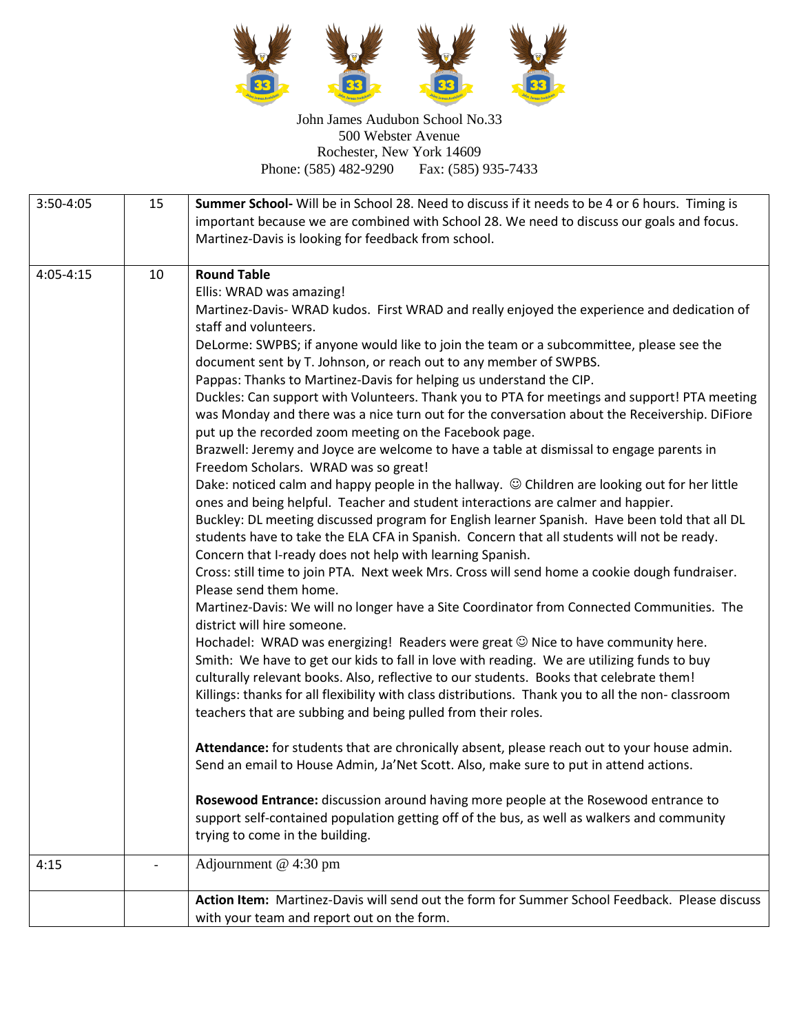John James Audubon School No.33
500 Webster Avenue
Rochester, New York 14609
Phone: (585) 482-9290 Fax: (585) 935-7433

| | | |
|---|---|---|
| 3:50-4:05 | 15 | **Summer School-** Will be in School 28. Need to discuss if it needs to be 4 or 6 hours. Timing is important because we are combined with School 28. We need to discuss our goals and focus. Martinez-Davis is looking for feedback from school. |
| 4:05-4:15 | 10 | **Round Table**<br>Ellis: WRAD was amazing!<br>Martinez-Davis- WRAD kudos. First WRAD and really enjoyed the experience and dedication of staff and volunteers.<br>DeLorme: SWPBS; if anyone would like to join the team or a subcommittee, please see the document sent by T. Johnson, or reach out to any member of SWPBS.<br>Pappas: Thanks to Martinez-Davis for helping us understand the CIP.<br>Duckles: Can support with Volunteers. Thank you to PTA for meetings and support! PTA meeting was Monday and there was a nice turn out for the conversation about the Receivership. DiFiore put up the recorded zoom meeting on the Facebook page.<br>Brazwell: Jeremy and Joyce are welcome to have a table at dismissal to engage parents in Freedom Scholars. WRAD was so great!<br>Dake: noticed calm and happy people in the hallway. ☺ Children are looking out for her little ones and being helpful. Teacher and student interactions are calmer and happier.<br>Buckley: DL meeting discussed program for English learner Spanish. Have been told that all DL students have to take the ELA CFA in Spanish. Concern that all students will not be ready. Concern that I-ready does not help with learning Spanish.<br>Cross: still time to join PTA. Next week Mrs. Cross will send home a cookie dough fundraiser. Please send them home.<br>Martinez-Davis: We will no longer have a Site Coordinator from Connected Communities. The district will hire someone.<br>Hochadel: WRAD was energizing! Readers were great ☺ Nice to have community here.<br>Smith: We have to get our kids to fall in love with reading. We are utilizing funds to buy culturally relevant books. Also, reflective to our students. Books that celebrate them!<br>Killings: thanks for all flexibility with class distributions. Thank you to all the non- classroom teachers that are subbing and being pulled from their roles.<br><br>**Attendance:** for students that are chronically absent, please reach out to your house admin. Send an email to House Admin, Ja'Net Scott. Also, make sure to put in attend actions.<br><br>**Rosewood Entrance:** discussion around having more people at the Rosewood entrance to support self-contained population getting off of the bus, as well as walkers and community trying to come in the building. |
| 4:15 | - | Adjournment @ 4:30 pm |
| | | **Action Item:** Martinez-Davis will send out the form for Summer School Feedback. Please discuss with your team and report out on the form. |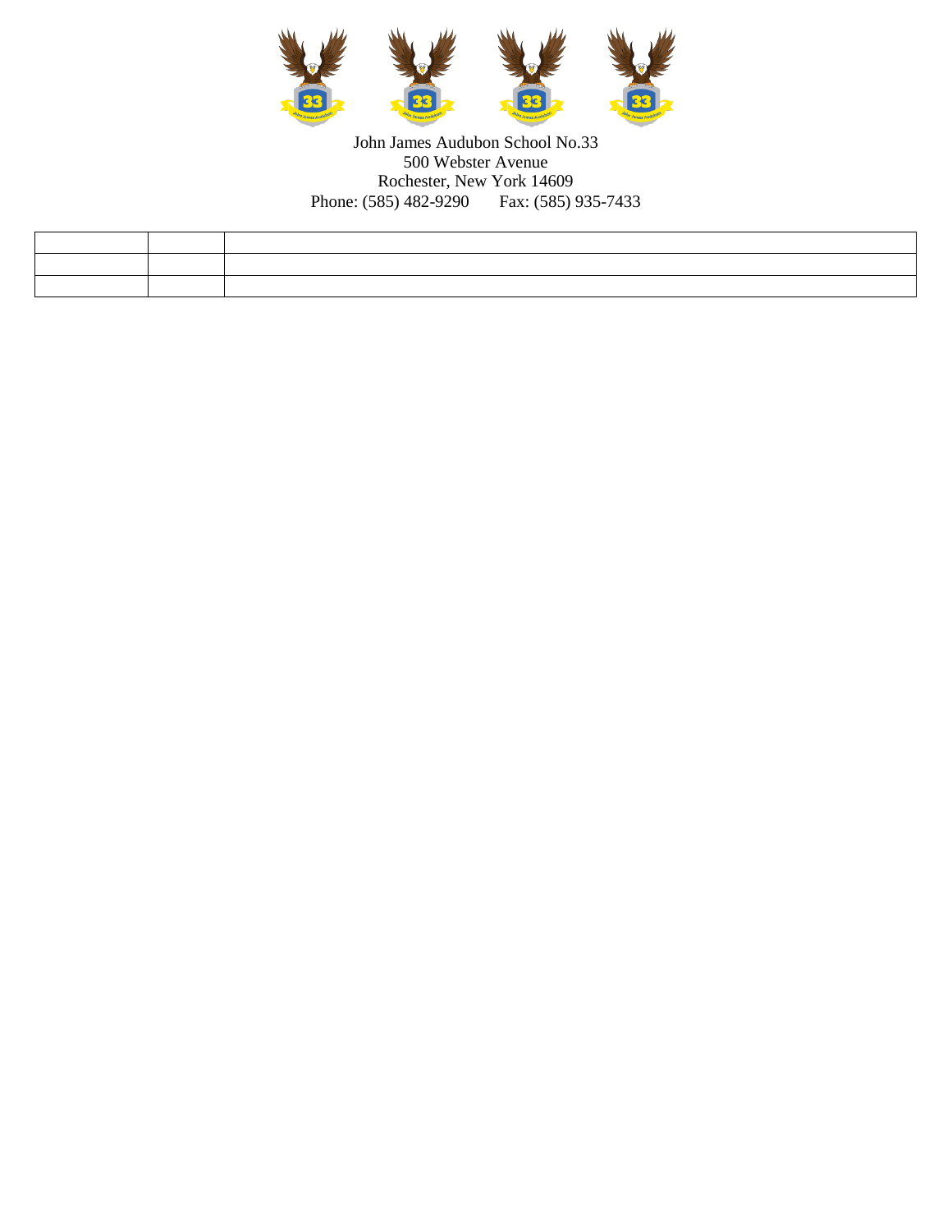John James Audubon School No.33
500 Webster Avenue
Rochester, New York 14609
Phone: (585) 482-9290 Fax: (585) 935-7433

| | | |
|---|---|---|
| | | |
| | | |
| | | |